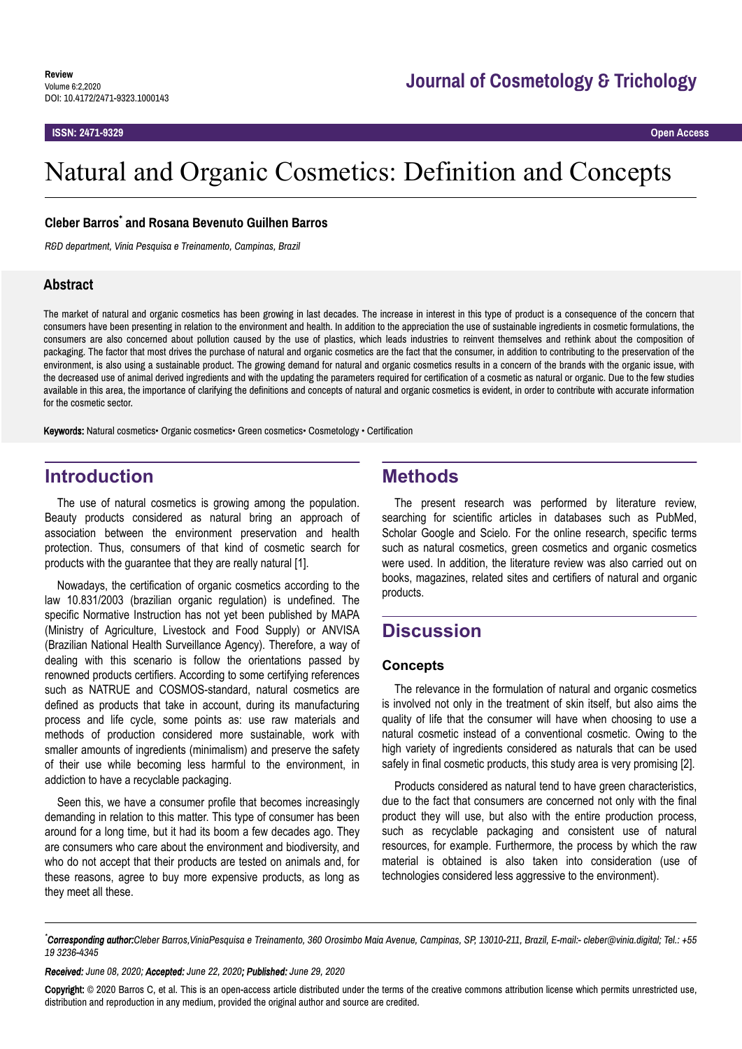Review
Volume 6:2,2020
DOI: 10.4172/2471-9323.1000143

Journal of Cosmetology & Trichology

ISSN: 2471-9329 Open Access

# Natural and Organic Cosmetics: Definition and Concepts

**Cleber Barros* and Rosana Bevenuto Guilhen Barros**

*R&D department, Vinia Pesquisa e Treinamento, Campinas, Brazil*

## Abstract

The market of natural and organic cosmetics has been growing in last decades. The increase in interest in this type of product is a consequence of the concern that consumers have been presenting in relation to the environment and health. In addition to the appreciation the use of sustainable ingredients in cosmetic formulations, the consumers are also concerned about pollution caused by the use of plastics, which leads industries to reinvent themselves and rethink about the composition of packaging. The factor that most drives the purchase of natural and organic cosmetics are the fact that the consumer, in addition to contributing to the preservation of the environment, is also using a sustainable product. The growing demand for natural and organic cosmetics results in a concern of the brands with the organic issue, with the decreased use of animal derived ingredients and with the updating the parameters required for certification of a cosmetic as natural or organic. Due to the few studies available in this area, the importance of clarifying the definitions and concepts of natural and organic cosmetics is evident, in order to contribute with accurate information for the cosmetic sector.

**Keywords:** Natural cosmetics• Organic cosmetics• Green cosmetics• Cosmetology • Certification

## Introduction

The use of natural cosmetics is growing among the population. Beauty products considered as natural bring an approach of association between the environment preservation and health protection. Thus, consumers of that kind of cosmetic search for products with the guarantee that they are really natural [1].

Nowadays, the certification of organic cosmetics according to the law 10.831/2003 (brazilian organic regulation) is undefined. The specific Normative Instruction has not yet been published by MAPA (Ministry of Agriculture, Livestock and Food Supply) or ANVISA (Brazilian National Health Surveillance Agency). Therefore, a way of dealing with this scenario is follow the orientations passed by renowned products certifiers. According to some certifying references such as NATRUE and COSMOS-standard, natural cosmetics are defined as products that take in account, during its manufacturing process and life cycle, some points as: use raw materials and methods of production considered more sustainable, work with smaller amounts of ingredients (minimalism) and preserve the safety of their use while becoming less harmful to the environment, in addiction to have a recyclable packaging.

Seen this, we have a consumer profile that becomes increasingly demanding in relation to this matter. This type of consumer has been around for a long time, but it had its boom a few decades ago. They are consumers who care about the environment and biodiversity, and who do not accept that their products are tested on animals and, for these reasons, agree to buy more expensive products, as long as they meet all these.

## Methods

The present research was performed by literature review, searching for scientific articles in databases such as PubMed, Scholar Google and Scielo. For the online research, specific terms such as natural cosmetics, green cosmetics and organic cosmetics were used. In addition, the literature review was also carried out on books, magazines, related sites and certifiers of natural and organic products.

## Discussion

### Concepts

The relevance in the formulation of natural and organic cosmetics is involved not only in the treatment of skin itself, but also aims the quality of life that the consumer will have when choosing to use a natural cosmetic instead of a conventional cosmetic. Owing to the high variety of ingredients considered as naturals that can be used safely in final cosmetic products, this study area is very promising [2].

Products considered as natural tend to have green characteristics, due to the fact that consumers are concerned not only with the final product they will use, but also with the entire production process, such as recyclable packaging and consistent use of natural resources, for example. Furthermore, the process by which the raw material is obtained is also taken into consideration (use of technologies considered less aggressive to the environment).

**\*Corresponding author:** *Cleber Barros, ViniaPesquisa e Treinamento, 360 Orosimbo Maia Avenue, Campinas, SP, 13010-211, Brazil, E-mail:- cleber@vinia.digital; Tel.: +55 19 3236-4345*

***Received:** June 08, 2020; **Accepted:** June 22, 2020; **Published:** June 29, 2020*

**Copyright:** © 2020 Barros C, et al. This is an open-access article distributed under the terms of the creative commons attribution license which permits unrestricted use, distribution and reproduction in any medium, provided the original author and source are credited.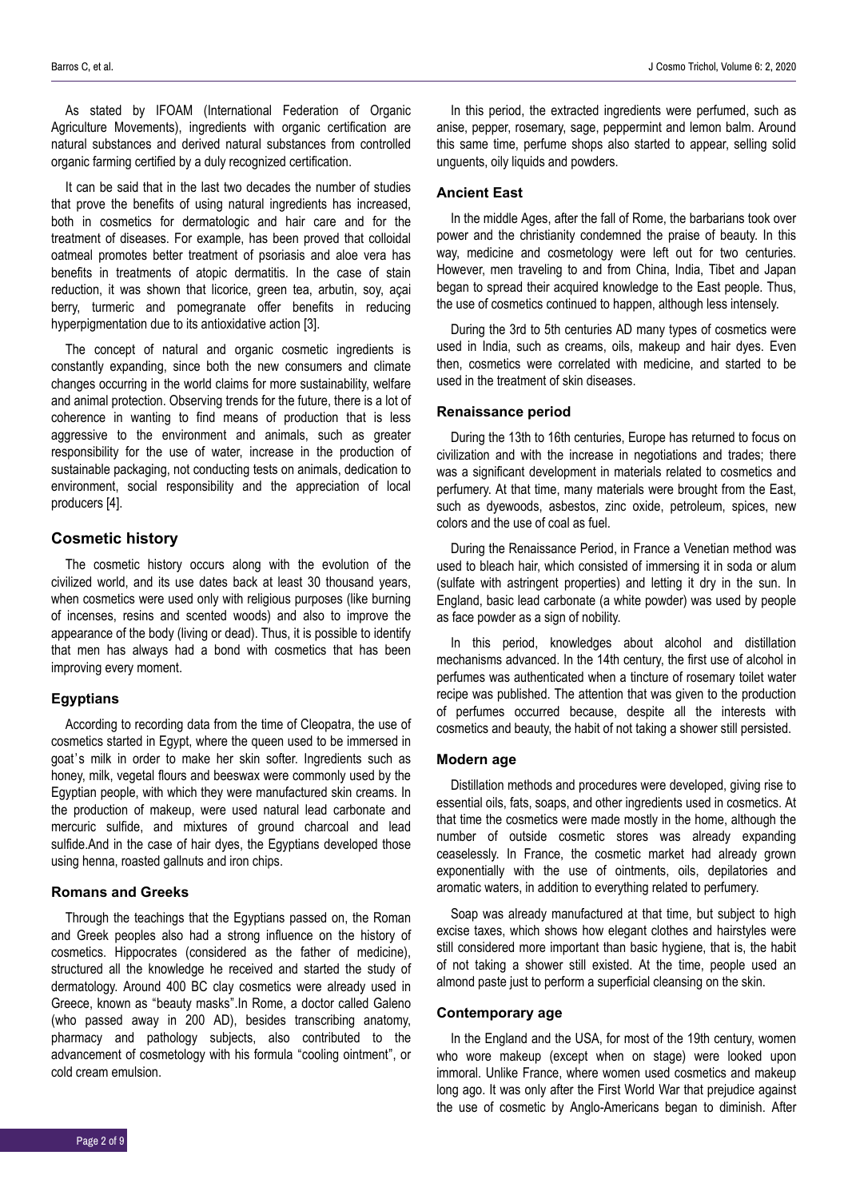As stated by IFOAM (International Federation of Organic Agriculture Movements), ingredients with organic certification are natural substances and derived natural substances from controlled organic farming certified by a duly recognized certification.

It can be said that in the last two decades the number of studies that prove the benefits of using natural ingredients has increased, both in cosmetics for dermatologic and hair care and for the treatment of diseases. For example, has been proved that colloidal oatmeal promotes better treatment of psoriasis and aloe vera has benefits in treatments of atopic dermatitis. In the case of stain reduction, it was shown that licorice, green tea, arbutin, soy, açai berry, turmeric and pomegranate offer benefits in reducing hyperpigmentation due to its antioxidative action [3].

The concept of natural and organic cosmetic ingredients is constantly expanding, since both the new consumers and climate changes occurring in the world claims for more sustainability, welfare and animal protection. Observing trends for the future, there is a lot of coherence in wanting to find means of production that is less aggressive to the environment and animals, such as greater responsibility for the use of water, increase in the production of sustainable packaging, not conducting tests on animals, dedication to environment, social responsibility and the appreciation of local producers [4].

## Cosmetic history

The cosmetic history occurs along with the evolution of the civilized world, and its use dates back at least 30 thousand years, when cosmetics were used only with religious purposes (like burning of incenses, resins and scented woods) and also to improve the appearance of the body (living or dead). Thus, it is possible to identify that men has always had a bond with cosmetics that has been improving every moment.

### Egyptians

According to recording data from the time of Cleopatra, the use of cosmetics started in Egypt, where the queen used to be immersed in goat's milk in order to make her skin softer. Ingredients such as honey, milk, vegetal flours and beeswax were commonly used by the Egyptian people, with which they were manufactured skin creams. In the production of makeup, were used natural lead carbonate and mercuric sulfide, and mixtures of ground charcoal and lead sulfide.And in the case of hair dyes, the Egyptians developed those using henna, roasted gallnuts and iron chips.

### Romans and Greeks

Through the teachings that the Egyptians passed on, the Roman and Greek peoples also had a strong influence on the history of cosmetics. Hippocrates (considered as the father of medicine), structured all the knowledge he received and started the study of dermatology. Around 400 BC clay cosmetics were already used in Greece, known as "beauty masks".In Rome, a doctor called Galeno (who passed away in 200 AD), besides transcribing anatomy, pharmacy and pathology subjects, also contributed to the advancement of cosmetology with his formula "cooling ointment", or cold cream emulsion.

In this period, the extracted ingredients were perfumed, such as anise, pepper, rosemary, sage, peppermint and lemon balm. Around this same time, perfume shops also started to appear, selling solid unguents, oily liquids and powders.

### Ancient East

In the middle Ages, after the fall of Rome, the barbarians took over power and the christianity condemned the praise of beauty. In this way, medicine and cosmetology were left out for two centuries. However, men traveling to and from China, India, Tibet and Japan began to spread their acquired knowledge to the East people. Thus, the use of cosmetics continued to happen, although less intensely.

During the 3rd to 5th centuries AD many types of cosmetics were used in India, such as creams, oils, makeup and hair dyes. Even then, cosmetics were correlated with medicine, and started to be used in the treatment of skin diseases.

### Renaissance period

During the 13th to 16th centuries, Europe has returned to focus on civilization and with the increase in negotiations and trades; there was a significant development in materials related to cosmetics and perfumery. At that time, many materials were brought from the East, such as dyewoods, asbestos, zinc oxide, petroleum, spices, new colors and the use of coal as fuel.

During the Renaissance Period, in France a Venetian method was used to bleach hair, which consisted of immersing it in soda or alum (sulfate with astringent properties) and letting it dry in the sun. In England, basic lead carbonate (a white powder) was used by people as face powder as a sign of nobility.

In this period, knowledges about alcohol and distillation mechanisms advanced. In the 14th century, the first use of alcohol in perfumes was authenticated when a tincture of rosemary toilet water recipe was published. The attention that was given to the production of perfumes occurred because, despite all the interests with cosmetics and beauty, the habit of not taking a shower still persisted.

### Modern age

Distillation methods and procedures were developed, giving rise to essential oils, fats, soaps, and other ingredients used in cosmetics. At that time the cosmetics were made mostly in the home, although the number of outside cosmetic stores was already expanding ceaselessly. In France, the cosmetic market had already grown exponentially with the use of ointments, oils, depilatories and aromatic waters, in addition to everything related to perfumery.

Soap was already manufactured at that time, but subject to high excise taxes, which shows how elegant clothes and hairstyles were still considered more important than basic hygiene, that is, the habit of not taking a shower still existed. At the time, people used an almond paste just to perform a superficial cleansing on the skin.

### Contemporary age

In the England and the USA, for most of the 19th century, women who wore makeup (except when on stage) were looked upon immoral. Unlike France, where women used cosmetics and makeup long ago. It was only after the First World War that prejudice against the use of cosmetic by Anglo-Americans began to diminish. After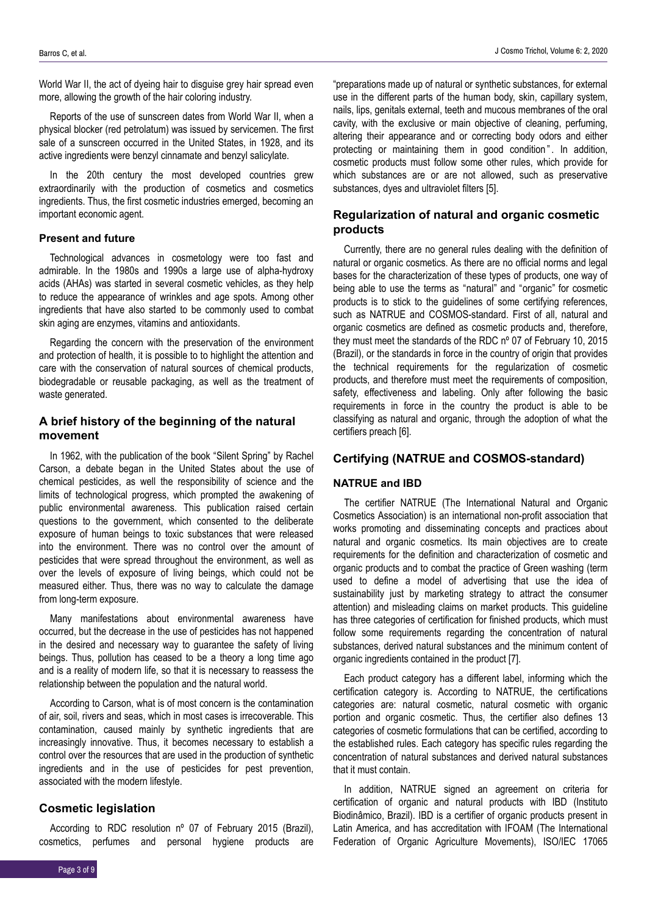World War II, the act of dyeing hair to disguise grey hair spread even more, allowing the growth of the hair coloring industry.

Reports of the use of sunscreen dates from World War II, when a physical blocker (red petrolatum) was issued by servicemen. The first sale of a sunscreen occurred in the United States, in 1928, and its active ingredients were benzyl cinnamate and benzyl salicylate.

In the 20th century the most developed countries grew extraordinarily with the production of cosmetics and cosmetics ingredients. Thus, the first cosmetic industries emerged, becoming an important economic agent.

### Present and future

Technological advances in cosmetology were too fast and admirable. In the 1980s and 1990s a large use of alpha-hydroxy acids (AHAs) was started in several cosmetic vehicles, as they help to reduce the appearance of wrinkles and age spots. Among other ingredients that have also started to be commonly used to combat skin aging are enzymes, vitamins and antioxidants.

Regarding the concern with the preservation of the environment and protection of health, it is possible to to highlight the attention and care with the conservation of natural sources of chemical products, biodegradable or reusable packaging, as well as the treatment of waste generated.

## A brief history of the beginning of the natural movement

In 1962, with the publication of the book "Silent Spring" by Rachel Carson, a debate began in the United States about the use of chemical pesticides, as well the responsibility of science and the limits of technological progress, which prompted the awakening of public environmental awareness. This publication raised certain questions to the government, which consented to the deliberate exposure of human beings to toxic substances that were released into the environment. There was no control over the amount of pesticides that were spread throughout the environment, as well as over the levels of exposure of living beings, which could not be measured either. Thus, there was no way to calculate the damage from long-term exposure.

Many manifestations about environmental awareness have occurred, but the decrease in the use of pesticides has not happened in the desired and necessary way to guarantee the safety of living beings. Thus, pollution has ceased to be a theory a long time ago and is a reality of modern life, so that it is necessary to reassess the relationship between the population and the natural world.

According to Carson, what is of most concern is the contamination of air, soil, rivers and seas, which in most cases is irrecoverable. This contamination, caused mainly by synthetic ingredients that are increasingly innovative. Thus, it becomes necessary to establish a control over the resources that are used in the production of synthetic ingredients and in the use of pesticides for pest prevention, associated with the modern lifestyle.

## Cosmetic legislation

According to RDC resolution nº 07 of February 2015 (Brazil), cosmetics, perfumes and personal hygiene products are "preparations made up of natural or synthetic substances, for external use in the different parts of the human body, skin, capillary system, nails, lips, genitals external, teeth and mucous membranes of the oral cavity, with the exclusive or main objective of cleaning, perfuming, altering their appearance and or correcting body odors and either protecting or maintaining them in good condition". In addition, cosmetic products must follow some other rules, which provide for which substances are or are not allowed, such as preservative substances, dyes and ultraviolet filters [5].

## Regularization of natural and organic cosmetic products

Currently, there are no general rules dealing with the definition of natural or organic cosmetics. As there are no official norms and legal bases for the characterization of these types of products, one way of being able to use the terms as "natural" and "organic" for cosmetic products is to stick to the guidelines of some certifying references, such as NATRUE and COSMOS-standard. First of all, natural and organic cosmetics are defined as cosmetic products and, therefore, they must meet the standards of the RDC nº 07 of February 10, 2015 (Brazil), or the standards in force in the country of origin that provides the technical requirements for the regularization of cosmetic products, and therefore must meet the requirements of composition, safety, effectiveness and labeling. Only after following the basic requirements in force in the country the product is able to be classifying as natural and organic, through the adoption of what the certifiers preach [6].

## Certifying (NATRUE and COSMOS-standard)

### NATRUE and IBD

The certifier NATRUE (The International Natural and Organic Cosmetics Association) is an international non-profit association that works promoting and disseminating concepts and practices about natural and organic cosmetics. Its main objectives are to create requirements for the definition and characterization of cosmetic and organic products and to combat the practice of Green washing (term used to define a model of advertising that use the idea of sustainability just by marketing strategy to attract the consumer attention) and misleading claims on market products. This guideline has three categories of certification for finished products, which must follow some requirements regarding the concentration of natural substances, derived natural substances and the minimum content of organic ingredients contained in the product [7].

Each product category has a different label, informing which the certification category is. According to NATRUE, the certifications categories are: natural cosmetic, natural cosmetic with organic portion and organic cosmetic. Thus, the certifier also defines 13 categories of cosmetic formulations that can be certified, according to the established rules. Each category has specific rules regarding the concentration of natural substances and derived natural substances that it must contain.

In addition, NATRUE signed an agreement on criteria for certification of organic and natural products with IBD (Instituto Biodinâmico, Brazil). IBD is a certifier of organic products present in Latin America, and has accreditation with IFOAM (The International Federation of Organic Agriculture Movements), ISO/IEC 17065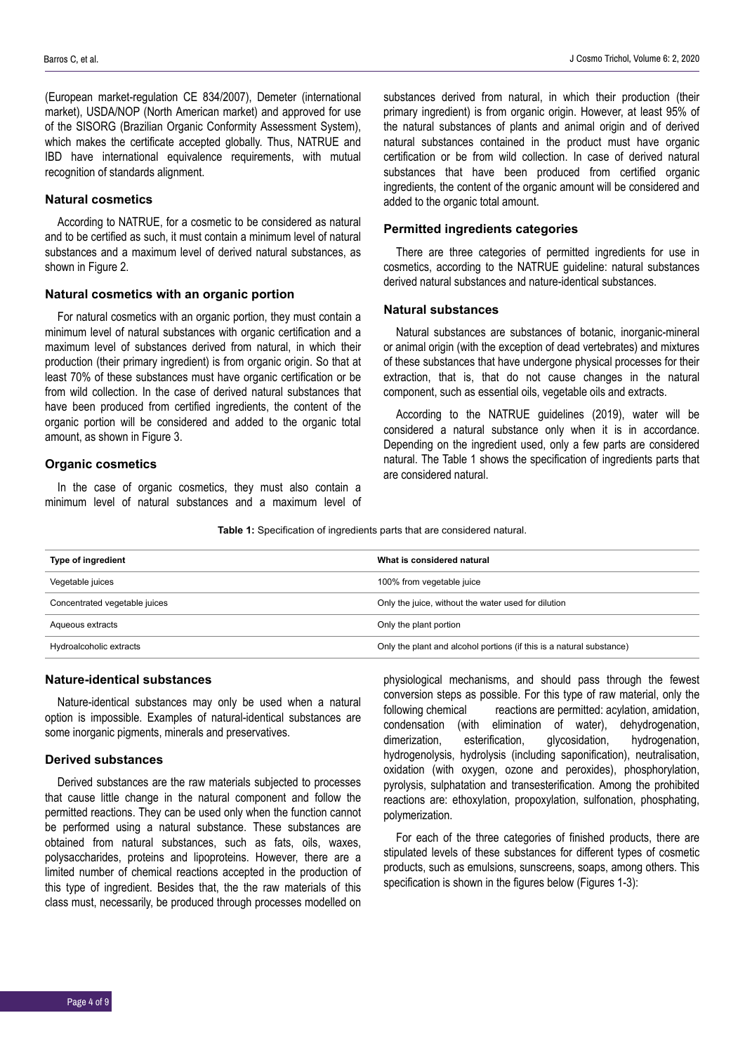(European market-regulation CE 834/2007), Demeter (international market), USDA/NOP (North American market) and approved for use of the SISORG (Brazilian Organic Conformity Assessment System), which makes the certificate accepted globally. Thus, NATRUE and IBD have international equivalence requirements, with mutual recognition of standards alignment.

### Natural cosmetics

According to NATRUE, for a cosmetic to be considered as natural and to be certified as such, it must contain a minimum level of natural substances and a maximum level of derived natural substances, as shown in Figure 2.

### Natural cosmetics with an organic portion

For natural cosmetics with an organic portion, they must contain a minimum level of natural substances with organic certification and a maximum level of substances derived from natural, in which their production (their primary ingredient) is from organic origin. So that at least 70% of these substances must have organic certification or be from wild collection. In the case of derived natural substances that have been produced from certified ingredients, the content of the organic portion will be considered and added to the organic total amount, as shown in Figure 3.

### Organic cosmetics

In the case of organic cosmetics, they must also contain a minimum level of natural substances and a maximum level of substances derived from natural, in which their production (their primary ingredient) is from organic origin. However, at least 95% of the natural substances of plants and animal origin and of derived natural substances contained in the product must have organic certification or be from wild collection. In case of derived natural substances that have been produced from certified organic ingredients, the content of the organic amount will be considered and added to the organic total amount.

### Permitted ingredients categories

There are three categories of permitted ingredients for use in cosmetics, according to the NATRUE guideline: natural substances derived natural substances and nature-identical substances.

### Natural substances

Natural substances are substances of botanic, inorganic-mineral or animal origin (with the exception of dead vertebrates) and mixtures of these substances that have undergone physical processes for their extraction, that is, that do not cause changes in the natural component, such as essential oils, vegetable oils and extracts.

According to the NATRUE guidelines (2019), water will be considered a natural substance only when it is in accordance. Depending on the ingredient used, only a few parts are considered natural. The Table 1 shows the specification of ingredients parts that are considered natural.

**Table 1:** Specification of ingredients parts that are considered natural.

| Type of ingredient | What is considered natural |
|---|---|
| Vegetable juices | 100% from vegetable juice |
| Concentrated vegetable juices | Only the juice, without the water used for dilution |
| Aqueous extracts | Only the plant portion |
| Hydroalcoholic extracts | Only the plant and alcohol portions (if this is a natural substance) |

### Nature-identical substances

Nature-identical substances may only be used when a natural option is impossible. Examples of natural-identical substances are some inorganic pigments, minerals and preservatives.

### Derived substances

Derived substances are the raw materials subjected to processes that cause little change in the natural component and follow the permitted reactions. They can be used only when the function cannot be performed using a natural substance. These substances are obtained from natural substances, such as fats, oils, waxes, polysaccharides, proteins and lipoproteins. However, there are a limited number of chemical reactions accepted in the production of this type of ingredient. Besides that, the the raw materials of this class must, necessarily, be produced through processes modelled on physiological mechanisms, and should pass through the fewest conversion steps as possible. For this type of raw material, only the following chemical reactions are permitted: acylation, amidation, condensation (with elimination of water), dehydrogenation, dimerization, esterification, glycosidation, hydrogenation, hydrogenolysis, hydrolysis (including saponification), neutralisation, oxidation (with oxygen, ozone and peroxides), phosphorylation, pyrolysis, sulphatation and transesterification. Among the prohibited reactions are: ethoxylation, propoxylation, sulfonation, phosphating, polymerization.

For each of the three categories of finished products, there are stipulated levels of these substances for different types of cosmetic products, such as emulsions, sunscreens, soaps, among others. This specification is shown in the figures below (Figures 1-3):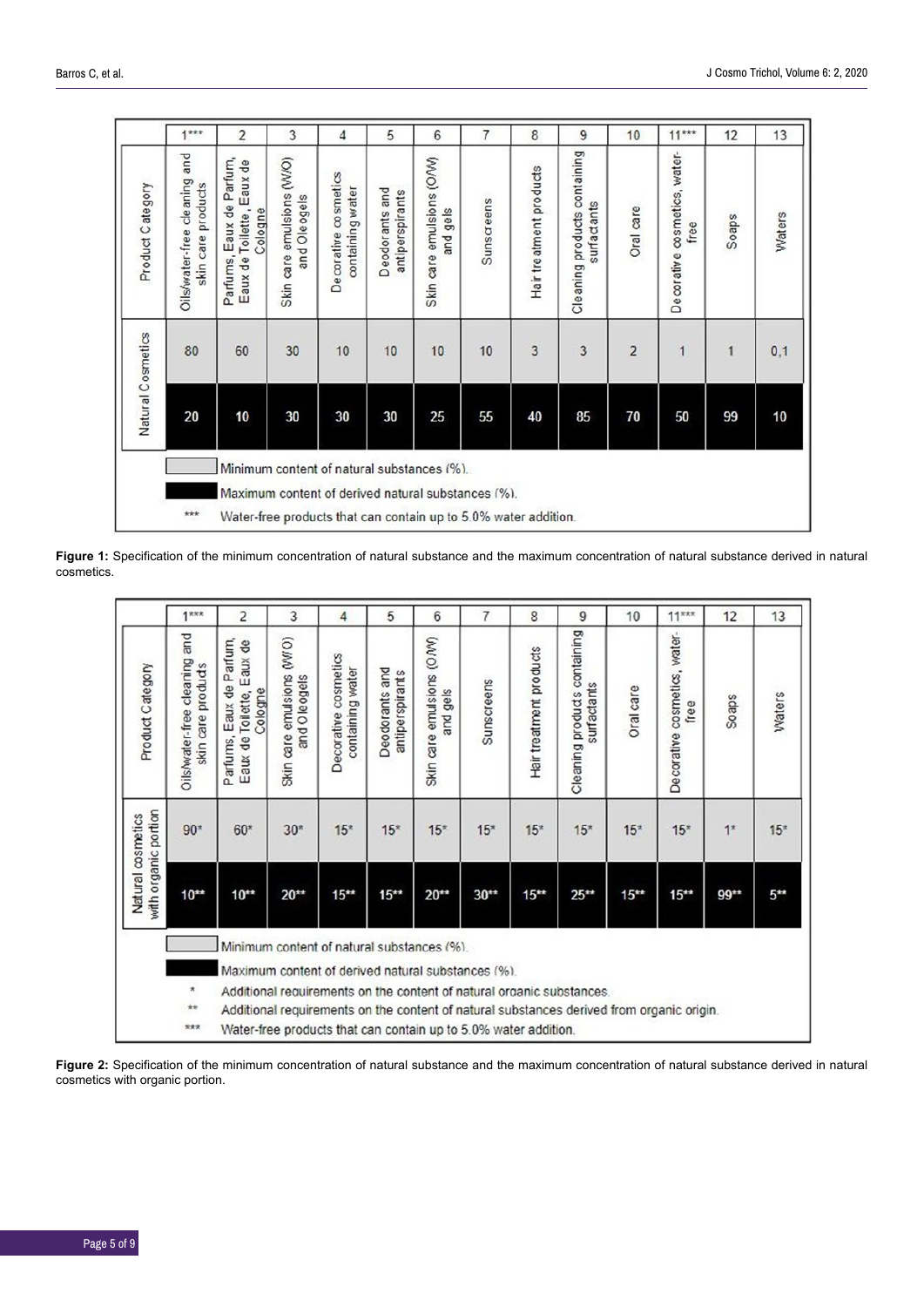|  | 1*** | 2 | 3 | 4 | 5 | 6 | 7 | 8 | 9 | 10 | 11*** | 12 | 13 |
|---|---|---|---|---|---|---|---|---|---|---|---|---|---|
| Product Category | Oils/water-free cleaning and skin care products | Parfums, Eaux de Parfum, Eaux de Toilette, Eaux de Cologne | Skin care emulsions (W/O) and Oleogels | Decorative cosmetics containing water | Deodorants and antiperspirants | Skin care emulsions (O/W) and gels | Sunscreens | Hair treatment products | Cleaning products containing surfactants | Oral care | Decorative cosmetics, water-free | Soaps | Waters |
| Natural Cosmetics | 80 | 60 | 30 | 10 | 10 | 10 | 10 | 3 | 3 | 2 | 1 | 1 | 0,1 |
|  | 20 | 10 | 30 | 30 | 30 | 25 | 55 | 40 | 85 | 70 | 50 | 99 | 10 |

Light grey: Minimum content of natural substances (%).

Black: Maximum content of derived natural substances (%).

*** Water-free products that can contain up to 5.0% water addition.

**Figure 1:** Specification of the minimum concentration of natural substance and the maximum concentration of natural substance derived in natural cosmetics.

|  | 1*** | 2 | 3 | 4 | 5 | 6 | 7 | 8 | 9 | 10 | 11*** | 12 | 13 |
|---|---|---|---|---|---|---|---|---|---|---|---|---|---|
| Product Category | Oils/water-free cleaning and skin care products | Parfums, Eaux de Parfum, Eaux de Toilette, Eaux de Cologne | Skin care emulsions (W/O) and Oleogels | Decorative cosmetics containing water | Deodorants and antiperspirants | Skin care emulsions (O/W) and gels | Sunscreens | Hair treatment products | Cleaning products containing surfactants | Oral care | Decorative cosmetics, water-free | Soaps | Waters |
| Natural cosmetics with organic portion | 90* | 60* | 30* | 15* | 15* | 15* | 15* | 15* | 15* | 15* | 15* | 1* | 15* |
|  | 10** | 10** | 20** | 15** | 15** | 20** | 30** | 15** | 25** | 15** | 15** | 99** | 5** |

Light grey: Minimum content of natural substances (%).

Black: Maximum content of derived natural substances (%).

* Additional requirements on the content of natural organic substances.

** Additional requirements on the content of natural substances derived from organic origin.

*** Water-free products that can contain up to 5.0% water addition.

**Figure 2:** Specification of the minimum concentration of natural substance and the maximum concentration of natural substance derived in natural cosmetics with organic portion.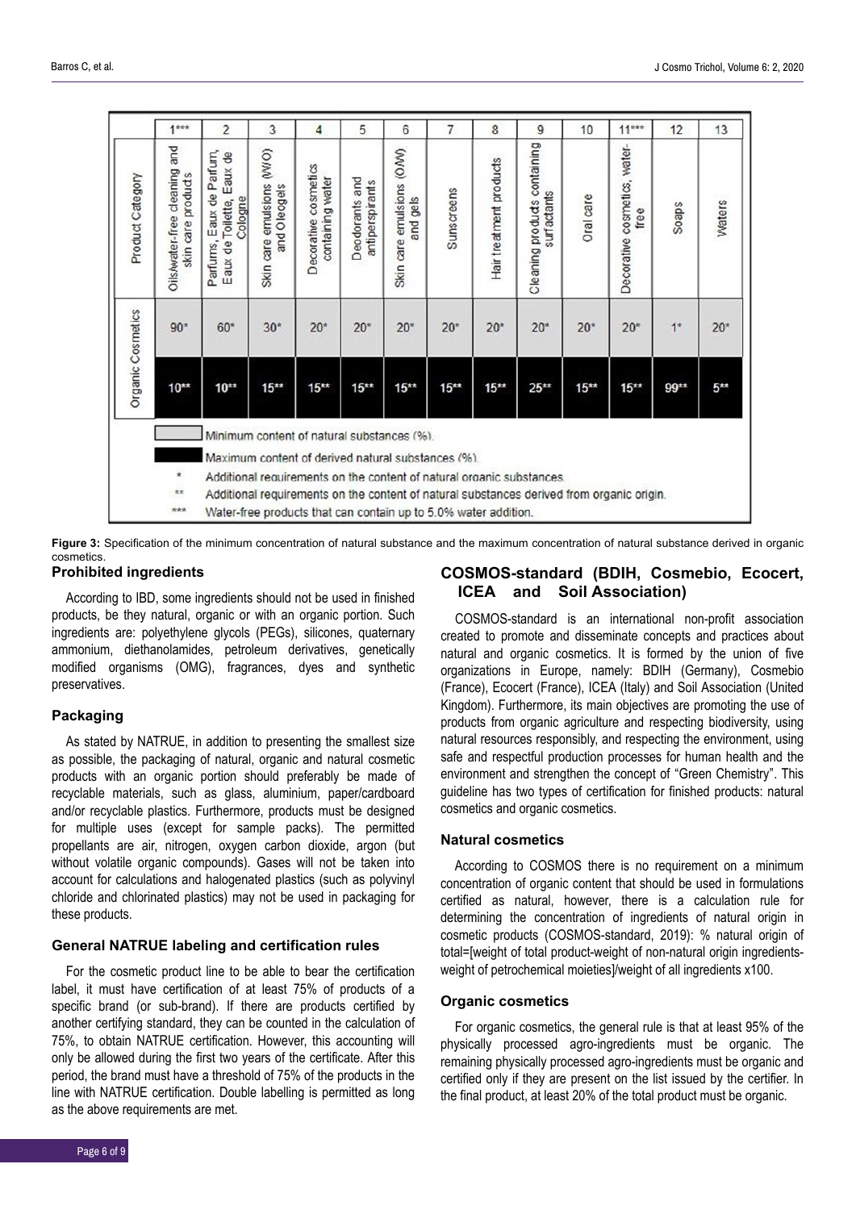|  | 1*** | 2 | 3 | 4 | 5 | 6 | 7 | 8 | 9 | 10 | 11*** | 12 | 13 |
|---|---|---|---|---|---|---|---|---|---|---|---|---|---|
| Product Category | Oils/water-free cleaning and skin care products | Parfums, Eaux de Parfum, Eaux de Toilette, Eaux de Cologne | Skin care emulsions (W/O) and Oleogels | Decorative cosmetics containing water | Deodorants and antiperspirants | Skin care emulsions (O/W) and gels | Sunscreens | Hair treatment products | Cleaning products containing surfactants | Oral care | Decorative cosmetics, water-free | Soaps | Waters |
| Organic Cosmetics | 90* | 60* | 30* | 20* | 20* | 20* | 20* | 20* | 20* | 20* | 20* | 1* | 20* |
|  | 10** | 10** | 15** | 15** | 15** | 15** | 15** | 15** | 25** | 15** | 15** | 99** | 5** |

Minimum content of natural substances (%) (light grey row).
Maximum content of derived natural substances (%) (black row).
\* Additional requirements on the content of natural organic substances.
\*\* Additional requirements on the content of natural substances derived from organic origin.
\*\*\* Water-free products that can contain up to 5.0% water addition.

**Figure 3:** Specification of the minimum concentration of natural substance and the maximum concentration of natural substance derived in organic cosmetics.

### Prohibited ingredients

According to IBD, some ingredients should not be used in finished products, be they natural, organic or with an organic portion. Such ingredients are: polyethylene glycols (PEGs), silicones, quaternary ammonium, diethanolamides, petroleum derivatives, genetically modified organisms (OMG), fragrances, dyes and synthetic preservatives.

### Packaging

As stated by NATRUE, in addition to presenting the smallest size as possible, the packaging of natural, organic and natural cosmetic products with an organic portion should preferably be made of recyclable materials, such as glass, aluminium, paper/cardboard and/or recyclable plastics. Furthermore, products must be designed for multiple uses (except for sample packs). The permitted propellants are air, nitrogen, oxygen carbon dioxide, argon (but without volatile organic compounds). Gases will not be taken into account for calculations and halogenated plastics (such as polyvinyl chloride and chlorinated plastics) may not be used in packaging for these products.

### General NATRUE labeling and certification rules

For the cosmetic product line to be able to bear the certification label, it must have certification of at least 75% of products of a specific brand (or sub-brand). If there are products certified by another certifying standard, they can be counted in the calculation of 75%, to obtain NATRUE certification. However, this accounting will only be allowed during the first two years of the certificate. After this period, the brand must have a threshold of 75% of the products in the line with NATRUE certification. Double labelling is permitted as long as the above requirements are met.

## COSMOS-standard (BDIH, Cosmebio, Ecocert, ICEA and Soil Association)

COSMOS-standard is an international non-profit association created to promote and disseminate concepts and practices about natural and organic cosmetics. It is formed by the union of five organizations in Europe, namely: BDIH (Germany), Cosmebio (France), Ecocert (France), ICEA (Italy) and Soil Association (United Kingdom). Furthermore, its main objectives are promoting the use of products from organic agriculture and respecting biodiversity, using natural resources responsibly, and respecting the environment, using safe and respectful production processes for human health and the environment and strengthen the concept of "Green Chemistry". This guideline has two types of certification for finished products: natural cosmetics and organic cosmetics.

### Natural cosmetics

According to COSMOS there is no requirement on a minimum concentration of organic content that should be used in formulations certified as natural, however, there is a calculation rule for determining the concentration of ingredients of natural origin in cosmetic products (COSMOS-standard, 2019): % natural origin of total=[weight of total product-weight of non-natural origin ingredients-weight of petrochemical moieties]/weight of all ingredients x100.

### Organic cosmetics

For organic cosmetics, the general rule is that at least 95% of the physically processed agro-ingredients must be organic. The remaining physically processed agro-ingredients must be organic and certified only if they are present on the list issued by the certifier. In the final product, at least 20% of the total product must be organic.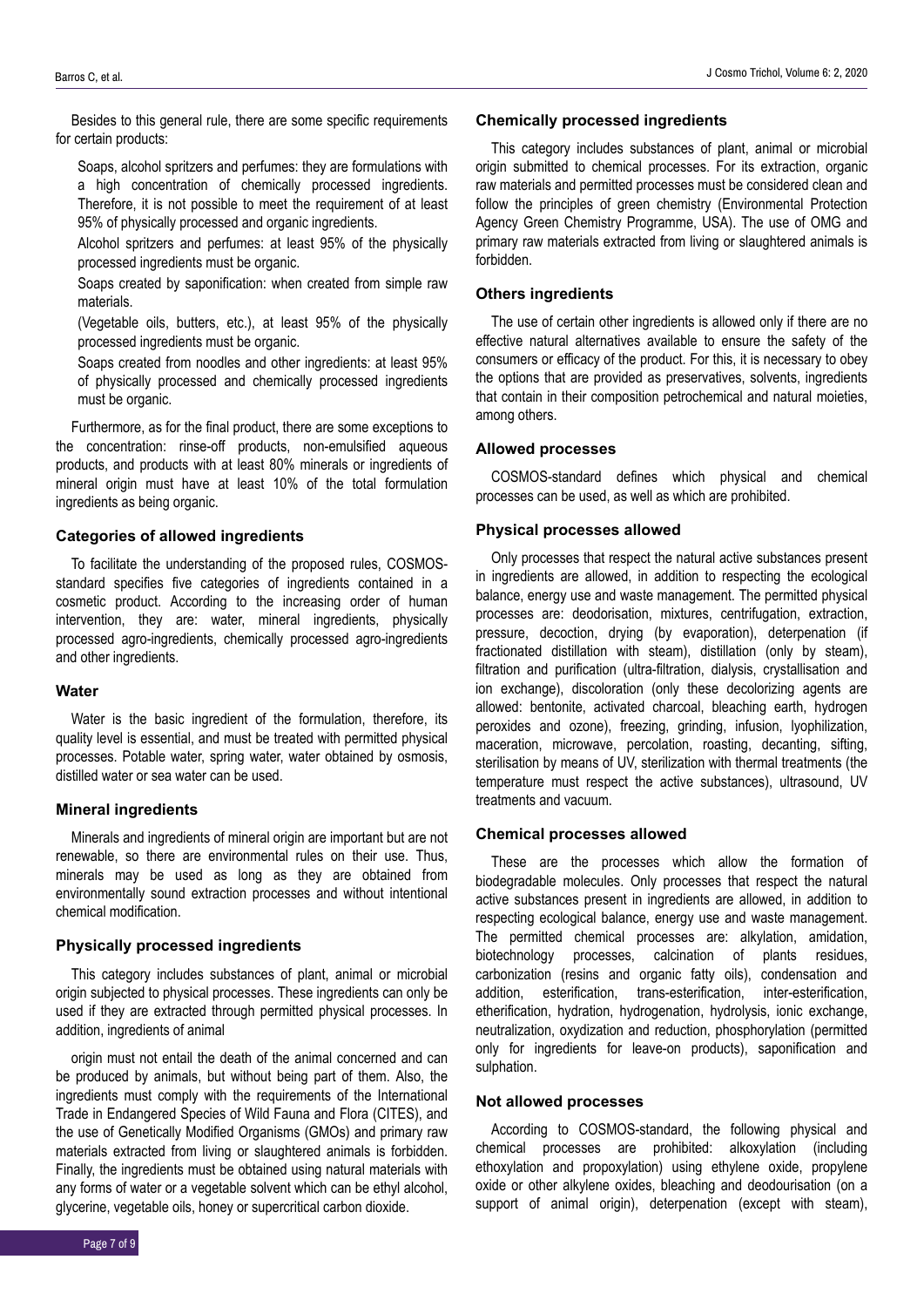Besides to this general rule, there are some specific requirements for certain products:

Soaps, alcohol spritzers and perfumes: they are formulations with a high concentration of chemically processed ingredients. Therefore, it is not possible to meet the requirement of at least 95% of physically processed and organic ingredients.

Alcohol spritzers and perfumes: at least 95% of the physically processed ingredients must be organic.

Soaps created by saponification: when created from simple raw materials.

(Vegetable oils, butters, etc.), at least 95% of the physically processed ingredients must be organic.

Soaps created from noodles and other ingredients: at least 95% of physically processed and chemically processed ingredients must be organic.

Furthermore, as for the final product, there are some exceptions to the concentration: rinse-off products, non-emulsified aqueous products, and products with at least 80% minerals or ingredients of mineral origin must have at least 10% of the total formulation ingredients as being organic.

### Categories of allowed ingredients

To facilitate the understanding of the proposed rules, COSMOS-standard specifies five categories of ingredients contained in a cosmetic product. According to the increasing order of human intervention, they are: water, mineral ingredients, physically processed agro-ingredients, chemically processed agro-ingredients and other ingredients.

### Water

Water is the basic ingredient of the formulation, therefore, its quality level is essential, and must be treated with permitted physical processes. Potable water, spring water, water obtained by osmosis, distilled water or sea water can be used.

### Mineral ingredients

Minerals and ingredients of mineral origin are important but are not renewable, so there are environmental rules on their use. Thus, minerals may be used as long as they are obtained from environmentally sound extraction processes and without intentional chemical modification.

### Physically processed ingredients

This category includes substances of plant, animal or microbial origin subjected to physical processes. These ingredients can only be used if they are extracted through permitted physical processes. In addition, ingredients of animal

origin must not entail the death of the animal concerned and can be produced by animals, but without being part of them. Also, the ingredients must comply with the requirements of the International Trade in Endangered Species of Wild Fauna and Flora (CITES), and the use of Genetically Modified Organisms (GMOs) and primary raw materials extracted from living or slaughtered animals is forbidden. Finally, the ingredients must be obtained using natural materials with any forms of water or a vegetable solvent which can be ethyl alcohol, glycerine, vegetable oils, honey or supercritical carbon dioxide.

### Chemically processed ingredients

This category includes substances of plant, animal or microbial origin submitted to chemical processes. For its extraction, organic raw materials and permitted processes must be considered clean and follow the principles of green chemistry (Environmental Protection Agency Green Chemistry Programme, USA). The use of OMG and primary raw materials extracted from living or slaughtered animals is forbidden.

### Others ingredients

The use of certain other ingredients is allowed only if there are no effective natural alternatives available to ensure the safety of the consumers or efficacy of the product. For this, it is necessary to obey the options that are provided as preservatives, solvents, ingredients that contain in their composition petrochemical and natural moieties, among others.

### Allowed processes

COSMOS-standard defines which physical and chemical processes can be used, as well as which are prohibited.

### Physical processes allowed

Only processes that respect the natural active substances present in ingredients are allowed, in addition to respecting the ecological balance, energy use and waste management. The permitted physical processes are: deodorisation, mixtures, centrifugation, extraction, pressure, decoction, drying (by evaporation), deterpenation (if fractionated distillation with steam), distillation (only by steam), filtration and purification (ultra-filtration, dialysis, crystallisation and ion exchange), discoloration (only these decolorizing agents are allowed: bentonite, activated charcoal, bleaching earth, hydrogen peroxides and ozone), freezing, grinding, infusion, lyophilization, maceration, microwave, percolation, roasting, decanting, sifting, sterilisation by means of UV, sterilization with thermal treatments (the temperature must respect the active substances), ultrasound, UV treatments and vacuum.

### Chemical processes allowed

These are the processes which allow the formation of biodegradable molecules. Only processes that respect the natural active substances present in ingredients are allowed, in addition to respecting ecological balance, energy use and waste management. The permitted chemical processes are: alkylation, amidation, biotechnology processes, calcination of plants residues, carbonization (resins and organic fatty oils), condensation and addition, esterification, trans-esterification, inter-esterification, etherification, hydration, hydrogenation, hydrolysis, ionic exchange, neutralization, oxydization and reduction, phosphorylation (permitted only for ingredients for leave-on products), saponification and sulphation.

### Not allowed processes

According to COSMOS-standard, the following physical and chemical processes are prohibited: alkoxylation (including ethoxylation and propoxylation) using ethylene oxide, propylene oxide or other alkylene oxides, bleaching and deodourisation (on a support of animal origin), deterpenation (except with steam),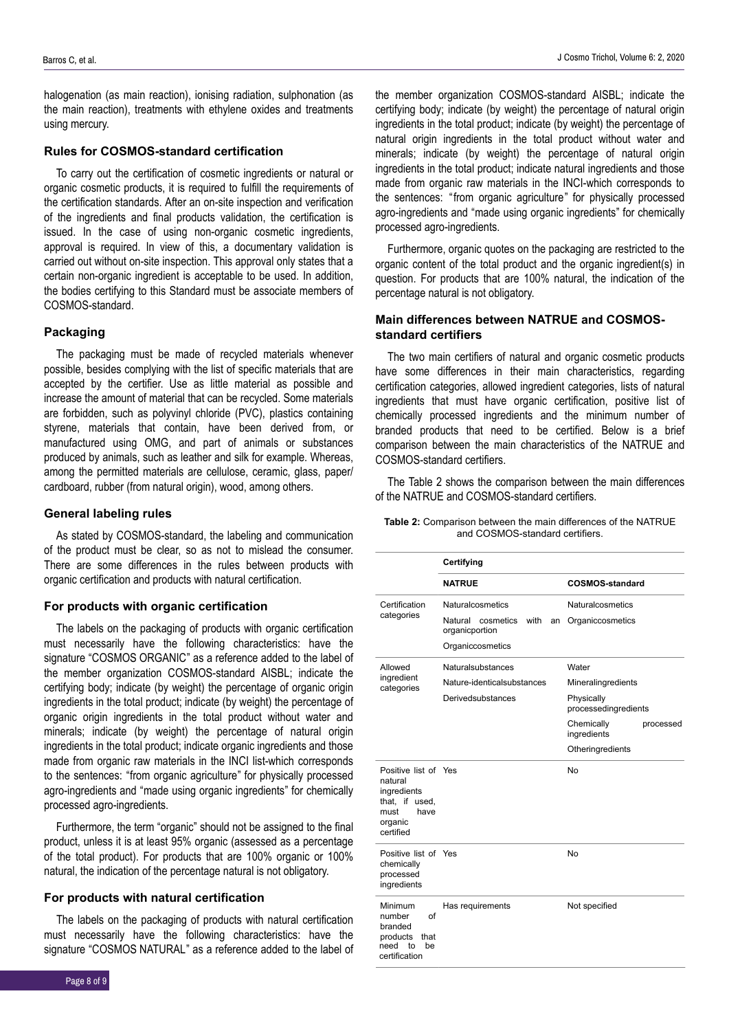halogenation (as main reaction), ionising radiation, sulphonation (as the main reaction), treatments with ethylene oxides and treatments using mercury.

### Rules for COSMOS-standard certification

To carry out the certification of cosmetic ingredients or natural or organic cosmetic products, it is required to fulfill the requirements of the certification standards. After an on-site inspection and verification of the ingredients and final products validation, the certification is issued. In the case of using non-organic cosmetic ingredients, approval is required. In view of this, a documentary validation is carried out without on-site inspection. This approval only states that a certain non-organic ingredient is acceptable to be used. In addition, the bodies certifying to this Standard must be associate members of COSMOS-standard.

### Packaging

The packaging must be made of recycled materials whenever possible, besides complying with the list of specific materials that are accepted by the certifier. Use as little material as possible and increase the amount of material that can be recycled. Some materials are forbidden, such as polyvinyl chloride (PVC), plastics containing styrene, materials that contain, have been derived from, or manufactured using OMG, and part of animals or substances produced by animals, such as leather and silk for example. Whereas, among the permitted materials are cellulose, ceramic, glass, paper/cardboard, rubber (from natural origin), wood, among others.

### General labeling rules

As stated by COSMOS-standard, the labeling and communication of the product must be clear, so as not to mislead the consumer. There are some differences in the rules between products with organic certification and products with natural certification.

### For products with organic certification

The labels on the packaging of products with organic certification must necessarily have the following characteristics: have the signature "COSMOS ORGANIC" as a reference added to the label of the member organization COSMOS-standard AISBL; indicate the certifying body; indicate (by weight) the percentage of organic origin ingredients in the total product; indicate (by weight) the percentage of organic origin ingredients in the total product without water and minerals; indicate (by weight) the percentage of natural origin ingredients in the total product; indicate organic ingredients and those made from organic raw materials in the INCI list-which corresponds to the sentences: "from organic agriculture" for physically processed agro-ingredients and "made using organic ingredients" for chemically processed agro-ingredients.

Furthermore, the term "organic" should not be assigned to the final product, unless it is at least 95% organic (assessed as a percentage of the total product). For products that are 100% organic or 100% natural, the indication of the percentage natural is not obligatory.

### For products with natural certification

The labels on the packaging of products with natural certification must necessarily have the following characteristics: have the signature "COSMOS NATURAL" as a reference added to the label of the member organization COSMOS-standard AISBL; indicate the certifying body; indicate (by weight) the percentage of natural origin ingredients in the total product; indicate (by weight) the percentage of natural origin ingredients in the total product without water and minerals; indicate (by weight) the percentage of natural origin ingredients in the total product; indicate natural ingredients and those made from organic raw materials in the INCI-which corresponds to the sentences: "from organic agriculture" for physically processed agro-ingredients and "made using organic ingredients" for chemically processed agro-ingredients.

Furthermore, organic quotes on the packaging are restricted to the organic content of the total product and the organic ingredient(s) in question. For products that are 100% natural, the indication of the percentage natural is not obligatory.

### Main differences between NATRUE and COSMOS-standard certifiers

The two main certifiers of natural and organic cosmetic products have some differences in their main characteristics, regarding certification categories, allowed ingredient categories, lists of natural ingredients that must have organic certification, positive list of chemically processed ingredients and the minimum number of branded products that need to be certified. Below is a brief comparison between the main characteristics of the NATRUE and COSMOS-standard certifiers.

The Table 2 shows the comparison between the main differences of the NATRUE and COSMOS-standard certifiers.

**Table 2:** Comparison between the main differences of the NATRUE and COSMOS-standard certifiers.

| | Certifying | |
|---|---|---|
| | **NATRUE** | **COSMOS-standard** |
| Certification categories | Naturalcosmetics<br>Natural cosmetics with an organicportion<br>Organiccosmetics | Naturalcosmetics<br>Organiccosmetics |
| Allowed ingredient categories | Naturalsubstances<br>Nature-identicalsubstances<br>Derivedsubstances | Water<br>Mineralingredients<br>Physically processedingredients<br>Chemically processed ingredients<br>Otheringredients |
| Positive list of natural ingredients that, if used, must have organic certified | Yes | No |
| Positive list of chemically processed ingredients | Yes | No |
| Minimum number of branded products that need to be certification | Has requirements | Not specified |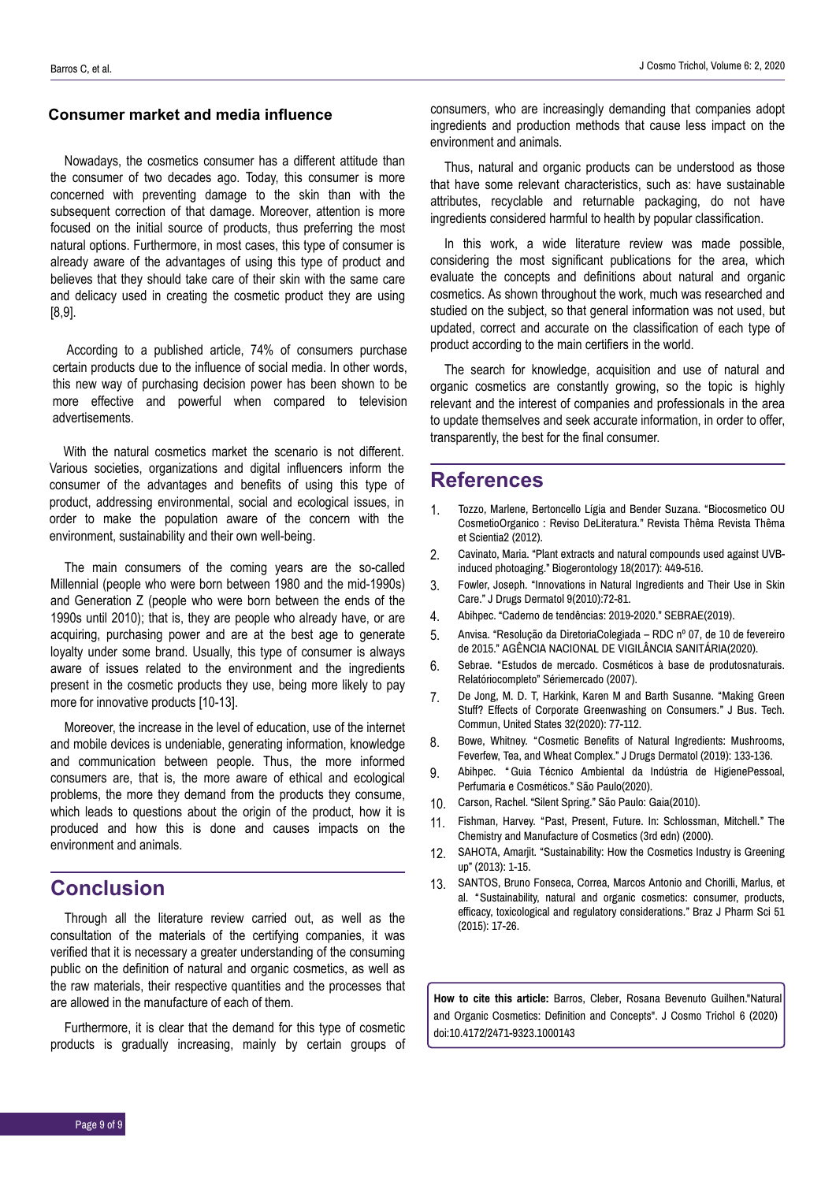### Consumer market and media influence

Nowadays, the cosmetics consumer has a different attitude than the consumer of two decades ago. Today, this consumer is more concerned with preventing damage to the skin than with the subsequent correction of that damage. Moreover, attention is more focused on the initial source of products, thus preferring the most natural options. Furthermore, in most cases, this type of consumer is already aware of the advantages of using this type of product and believes that they should take care of their skin with the same care and delicacy used in creating the cosmetic product they are using [8,9].

According to a published article, 74% of consumers purchase certain products due to the influence of social media. In other words, this new way of purchasing decision power has been shown to be more effective and powerful when compared to television advertisements.

With the natural cosmetics market the scenario is not different. Various societies, organizations and digital influencers inform the consumer of the advantages and benefits of using this type of product, addressing environmental, social and ecological issues, in order to make the population aware of the concern with the environment, sustainability and their own well-being.

The main consumers of the coming years are the so-called Millennial (people who were born between 1980 and the mid-1990s) and Generation Z (people who were born between the ends of the 1990s until 2010); that is, they are people who already have, or are acquiring, purchasing power and are at the best age to generate loyalty under some brand. Usually, this type of consumer is always aware of issues related to the environment and the ingredients present in the cosmetic products they use, being more likely to pay more for innovative products [10-13].

Moreover, the increase in the level of education, use of the internet and mobile devices is undeniable, generating information, knowledge and communication between people. Thus, the more informed consumers are, that is, the more aware of ethical and ecological problems, the more they demand from the products they consume, which leads to questions about the origin of the product, how it is produced and how this is done and causes impacts on the environment and animals.

## Conclusion

Through all the literature review carried out, as well as the consultation of the materials of the certifying companies, it was verified that it is necessary a greater understanding of the consuming public on the definition of natural and organic cosmetics, as well as the raw materials, their respective quantities and the processes that are allowed in the manufacture of each of them.

Furthermore, it is clear that the demand for this type of cosmetic products is gradually increasing, mainly by certain groups of consumers, who are increasingly demanding that companies adopt ingredients and production methods that cause less impact on the environment and animals.

Thus, natural and organic products can be understood as those that have some relevant characteristics, such as: have sustainable attributes, recyclable and returnable packaging, do not have ingredients considered harmful to health by popular classification.

In this work, a wide literature review was made possible, considering the most significant publications for the area, which evaluate the concepts and definitions about natural and organic cosmetics. As shown throughout the work, much was researched and studied on the subject, so that general information was not used, but updated, correct and accurate on the classification of each type of product according to the main certifiers in the world.

The search for knowledge, acquisition and use of natural and organic cosmetics are constantly growing, so the topic is highly relevant and the interest of companies and professionals in the area to update themselves and seek accurate information, in order to offer, transparently, the best for the final consumer.

## References

1. Tozzo, Marlene, Bertoncello Lígia and Bender Suzana. "Biocosmetico OU CosmetioOrganico : Reviso DeLiteratura." Revista Thêma Revista Thêma et Scientia2 (2012).
2. Cavinato, Maria. "Plant extracts and natural compounds used against UVB-induced photoaging." Biogerontology 18(2017): 449-516.
3. Fowler, Joseph. "Innovations in Natural Ingredients and Their Use in Skin Care." J Drugs Dermatol 9(2010):72-81.
4. Abihpec. "Caderno de tendências: 2019-2020." SEBRAE(2019).
5. Anvisa. "Resolução da DiretoriaColegiada – RDC nº 07, de 10 de fevereiro de 2015." AGÊNCIA NACIONAL DE VIGILÂNCIA SANITÁRIA(2020).
6. Sebrae. "Estudos de mercado. Cosméticos à base de produtosnaturais. Relatóriocompleto" Sériemercado (2007).
7. De Jong, M. D. T, Harkink, Karen M and Barth Susanne. "Making Green Stuff? Effects of Corporate Greenwashing on Consumers." J Bus. Tech. Commun, United States 32(2020): 77-112.
8. Bowe, Whitney. "Cosmetic Benefits of Natural Ingredients: Mushrooms, Feverfew, Tea, and Wheat Complex." J Drugs Dermatol (2019): 133-136.
9. Abihpec. "Guia Técnico Ambiental da Indústria de HigienePessoal, Perfumaria e Cosméticos." São Paulo(2020).
10. Carson, Rachel. "Silent Spring." São Paulo: Gaia(2010).
11. Fishman, Harvey. "Past, Present, Future. In: Schlossman, Mitchell." The Chemistry and Manufacture of Cosmetics (3rd edn) (2000).
12. SAHOTA, Amarjit. "Sustainability: How the Cosmetics Industry is Greening up" (2013): 1-15.
13. SANTOS, Bruno Fonseca, Correa, Marcos Antonio and Chorilli, Marlus, et al. "Sustainability, natural and organic cosmetics: consumer, products, efficacy, toxicological and regulatory considerations." Braz J Pharm Sci 51 (2015): 17-26.

**How to cite this article:** Barros, Cleber, Rosana Bevenuto Guilhen."Natural and Organic Cosmetics: Definition and Concepts". J Cosmo Trichol 6 (2020) doi:10.4172/2471-9323.1000143